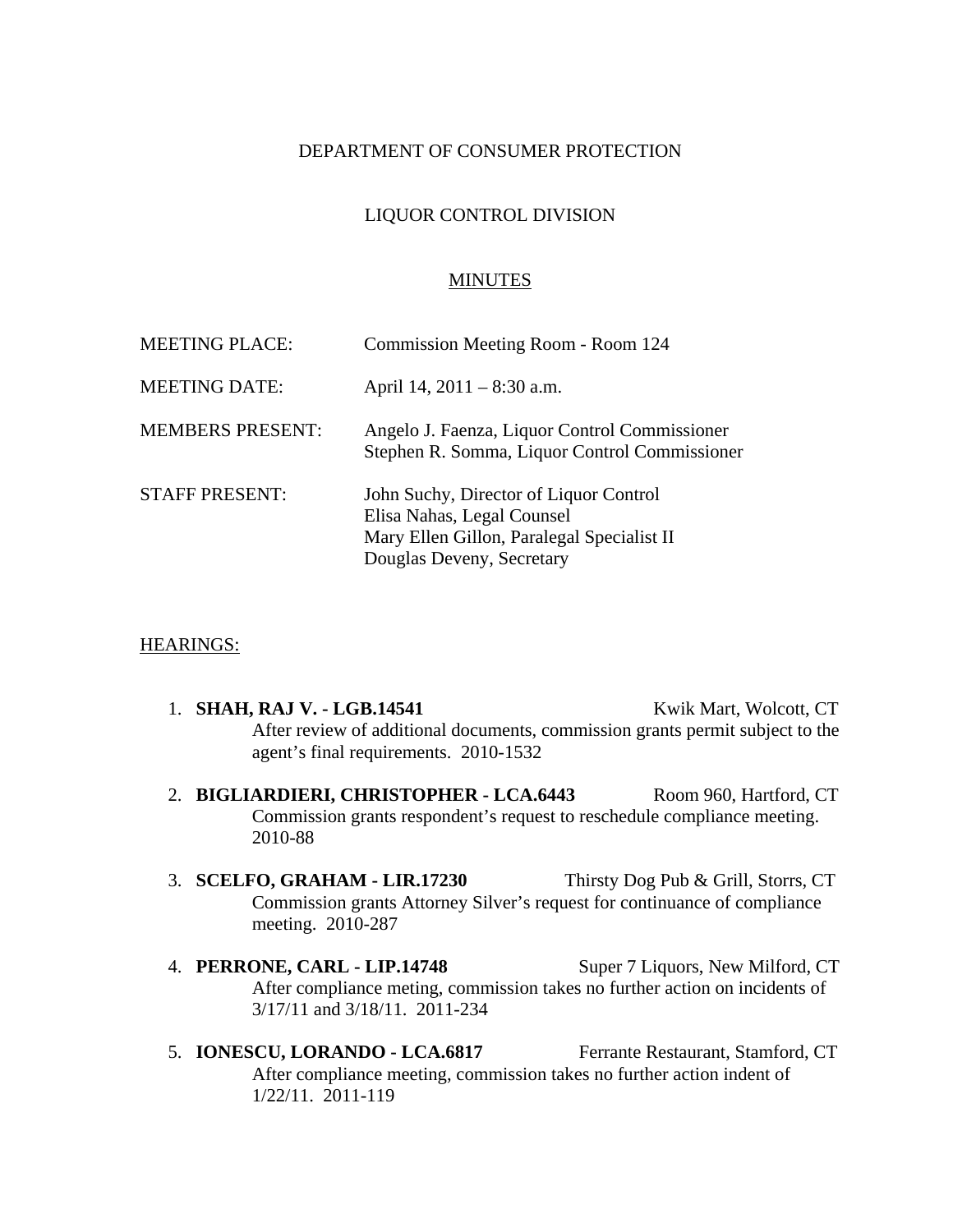DEPARTMENT OF CONSUMER PROTECTION

LIQUOR CONTROL DIVISION

MINUTES

| | |
|---|---|
| MEETING PLACE: | Commission Meeting Room - Room 124 |
| MEETING DATE: | April 14, 2011 – 8:30 a.m. |
| MEMBERS PRESENT: | Angelo J. Faenza, Liquor Control Commissioner<br>Stephen R. Somma, Liquor Control Commissioner |
| STAFF PRESENT: | John Suchy, Director of Liquor Control<br>Elisa Nahas, Legal Counsel<br>Mary Ellen Gillon, Paralegal Specialist II<br>Douglas Deveny, Secretary |

HEARINGS:

1. **SHAH, RAJ V. - LGB.14541** Kwik Mart, Wolcott, CT
   After review of additional documents, commission grants permit subject to the agent's final requirements. 2010-1532

2. **BIGLIARDIERI, CHRISTOPHER - LCA.6443** Room 960, Hartford, CT
   Commission grants respondent's request to reschedule compliance meeting. 2010-88

3. **SCELFO, GRAHAM - LIR.17230** Thirsty Dog Pub & Grill, Storrs, CT
   Commission grants Attorney Silver's request for continuance of compliance meeting. 2010-287

4. **PERRONE, CARL - LIP.14748** Super 7 Liquors, New Milford, CT
   After compliance meting, commission takes no further action on incidents of 3/17/11 and 3/18/11. 2011-234

5. **IONESCU, LORANDO - LCA.6817** Ferrante Restaurant, Stamford, CT
   After compliance meeting, commission takes no further action indent of 1/22/11. 2011-119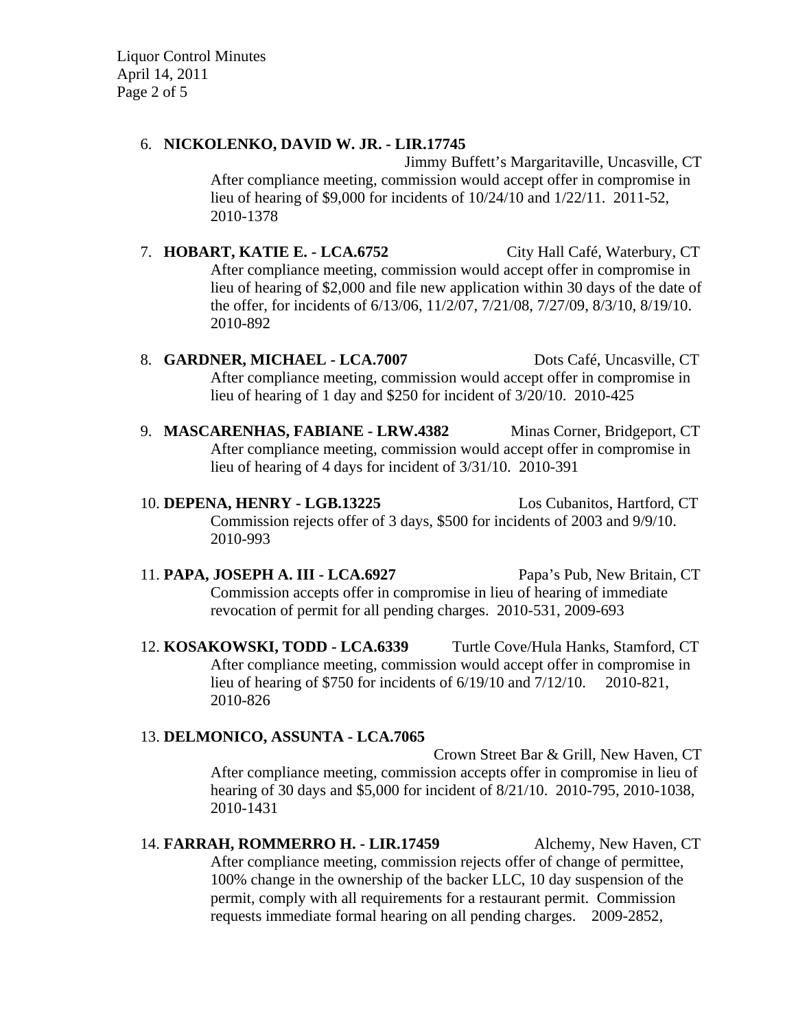6. **NICKOLENKO, DAVID W. JR. - LIR.17745**
Jimmy Buffett's Margaritaville, Uncasville, CT
After compliance meeting, commission would accept offer in compromise in lieu of hearing of $9,000 for incidents of 10/24/10 and 1/22/11. 2011-52, 2010-1378

7. **HOBART, KATIE E. - LCA.6752** City Hall Café, Waterbury, CT
After compliance meeting, commission would accept offer in compromise in lieu of hearing of $2,000 and file new application within 30 days of the date of the offer, for incidents of 6/13/06, 11/2/07, 7/21/08, 7/27/09, 8/3/10, 8/19/10. 2010-892

8. **GARDNER, MICHAEL - LCA.7007** Dots Café, Uncasville, CT
After compliance meeting, commission would accept offer in compromise in lieu of hearing of 1 day and $250 for incident of 3/20/10. 2010-425

9. **MASCARENHAS, FABIANE - LRW.4382** Minas Corner, Bridgeport, CT
After compliance meeting, commission would accept offer in compromise in lieu of hearing of 4 days for incident of 3/31/10. 2010-391

10. **DEPENA, HENRY - LGB.13225** Los Cubanitos, Hartford, CT
Commission rejects offer of 3 days, $500 for incidents of 2003 and 9/9/10. 2010-993

11. **PAPA, JOSEPH A. III - LCA.6927** Papa's Pub, New Britain, CT
Commission accepts offer in compromise in lieu of hearing of immediate revocation of permit for all pending charges. 2010-531, 2009-693

12. **KOSAKOWSKI, TODD - LCA.6339** Turtle Cove/Hula Hanks, Stamford, CT
After compliance meeting, commission would accept offer in compromise in lieu of hearing of $750 for incidents of 6/19/10 and 7/12/10. 2010-821, 2010-826

13. **DELMONICO, ASSUNTA - LCA.7065**
Crown Street Bar & Grill, New Haven, CT
After compliance meeting, commission accepts offer in compromise in lieu of hearing of 30 days and $5,000 for incident of 8/21/10. 2010-795, 2010-1038, 2010-1431

14. **FARRAH, ROMMERRO H. - LIR.17459** Alchemy, New Haven, CT
After compliance meeting, commission rejects offer of change of permittee, 100% change in the ownership of the backer LLC, 10 day suspension of the permit, comply with all requirements for a restaurant permit. Commission requests immediate formal hearing on all pending charges. 2009-2852,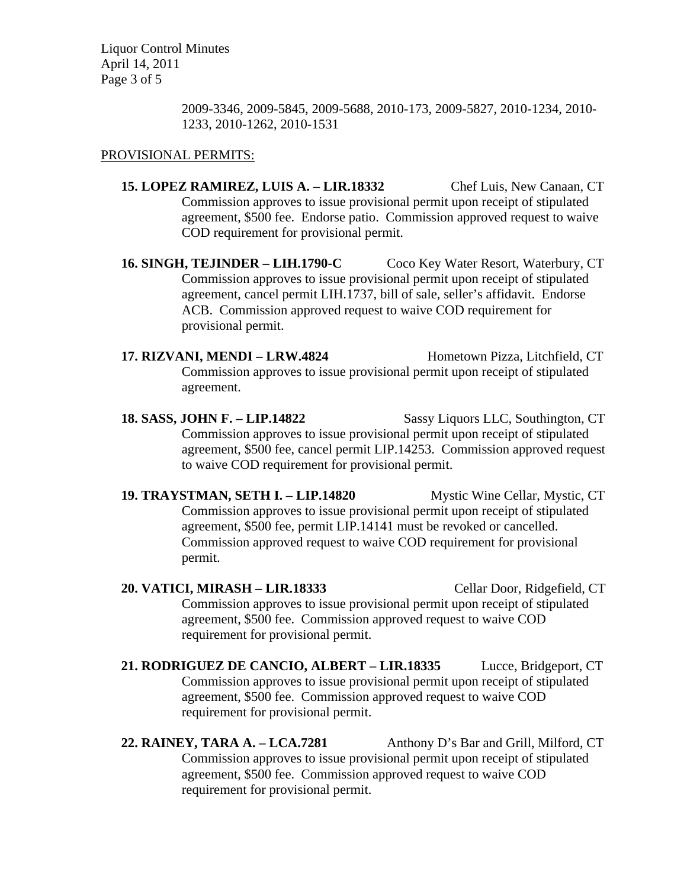2009-3346, 2009-5845, 2009-5688, 2010-173, 2009-5827, 2010-1234, 2010-1233, 2010-1262, 2010-1531

PROVISIONAL PERMITS:

**15. LOPEZ RAMIREZ, LUIS A. – LIR.18332** Chef Luis, New Canaan, CT
Commission approves to issue provisional permit upon receipt of stipulated agreement, $500 fee. Endorse patio. Commission approved request to waive COD requirement for provisional permit.

**16. SINGH, TEJINDER – LIH.1790-C** Coco Key Water Resort, Waterbury, CT
Commission approves to issue provisional permit upon receipt of stipulated agreement, cancel permit LIH.1737, bill of sale, seller's affidavit. Endorse ACB. Commission approved request to waive COD requirement for provisional permit.

**17. RIZVANI, MENDI – LRW.4824** Hometown Pizza, Litchfield, CT
Commission approves to issue provisional permit upon receipt of stipulated agreement.

**18. SASS, JOHN F. – LIP.14822** Sassy Liquors LLC, Southington, CT
Commission approves to issue provisional permit upon receipt of stipulated agreement, $500 fee, cancel permit LIP.14253. Commission approved request to waive COD requirement for provisional permit.

**19. TRAYSTMAN, SETH I. – LIP.14820** Mystic Wine Cellar, Mystic, CT
Commission approves to issue provisional permit upon receipt of stipulated agreement, $500 fee, permit LIP.14141 must be revoked or cancelled. Commission approved request to waive COD requirement for provisional permit.

**20. VATICI, MIRASH – LIR.18333** Cellar Door, Ridgefield, CT
Commission approves to issue provisional permit upon receipt of stipulated agreement, $500 fee. Commission approved request to waive COD requirement for provisional permit.

**21. RODRIGUEZ DE CANCIO, ALBERT – LIR.18335** Lucce, Bridgeport, CT
Commission approves to issue provisional permit upon receipt of stipulated agreement, $500 fee. Commission approved request to waive COD requirement for provisional permit.

**22. RAINEY, TARA A. – LCA.7281** Anthony D's Bar and Grill, Milford, CT
Commission approves to issue provisional permit upon receipt of stipulated agreement, $500 fee. Commission approved request to waive COD requirement for provisional permit.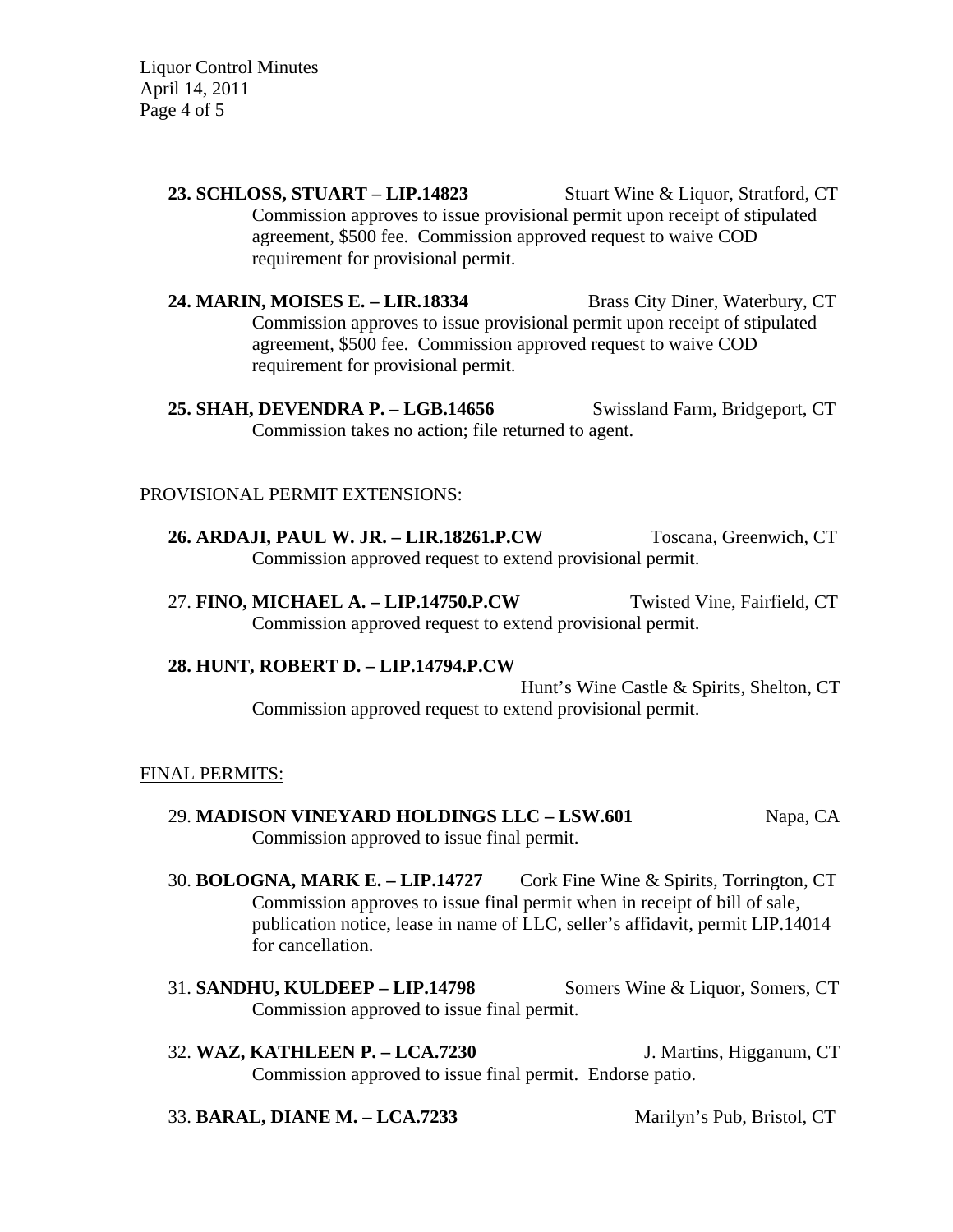**23. SCHLOSS, STUART – LIP.14823** Stuart Wine & Liquor, Stratford, CT
Commission approves to issue provisional permit upon receipt of stipulated agreement, $500 fee. Commission approved request to waive COD requirement for provisional permit.

**24. MARIN, MOISES E. – LIR.18334** Brass City Diner, Waterbury, CT
Commission approves to issue provisional permit upon receipt of stipulated agreement, $500 fee. Commission approved request to waive COD requirement for provisional permit.

**25. SHAH, DEVENDRA P. – LGB.14656** Swissland Farm, Bridgeport, CT
Commission takes no action; file returned to agent.

PROVISIONAL PERMIT EXTENSIONS:

**26. ARDAJI, PAUL W. JR. – LIR.18261.P.CW** Toscana, Greenwich, CT
Commission approved request to extend provisional permit.

27. **FINO, MICHAEL A. – LIP.14750.P.CW** Twisted Vine, Fairfield, CT
Commission approved request to extend provisional permit.

**28. HUNT, ROBERT D. – LIP.14794.P.CW**
Hunt's Wine Castle & Spirits, Shelton, CT
Commission approved request to extend provisional permit.

FINAL PERMITS:

29. **MADISON VINEYARD HOLDINGS LLC – LSW.601** Napa, CA
Commission approved to issue final permit.

30. **BOLOGNA, MARK E. – LIP.14727** Cork Fine Wine & Spirits, Torrington, CT
Commission approves to issue final permit when in receipt of bill of sale, publication notice, lease in name of LLC, seller's affidavit, permit LIP.14014 for cancellation.

31. **SANDHU, KULDEEP – LIP.14798** Somers Wine & Liquor, Somers, CT
Commission approved to issue final permit.

32. **WAZ, KATHLEEN P. – LCA.7230** J. Martins, Higganum, CT
Commission approved to issue final permit. Endorse patio.

33. **BARAL, DIANE M. – LCA.7233** Marilyn's Pub, Bristol, CT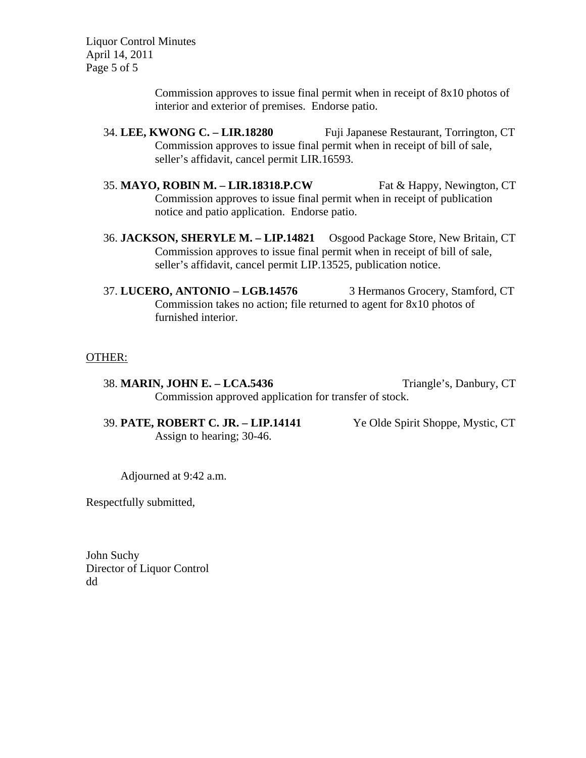Commission approves to issue final permit when in receipt of 8x10 photos of interior and exterior of premises. Endorse patio.

34. **LEE, KWONG C. – LIR.18280** Fuji Japanese Restaurant, Torrington, CT
Commission approves to issue final permit when in receipt of bill of sale, seller's affidavit, cancel permit LIR.16593.

35. **MAYO, ROBIN M. – LIR.18318.P.CW** Fat & Happy, Newington, CT
Commission approves to issue final permit when in receipt of publication notice and patio application. Endorse patio.

36. **JACKSON, SHERYLE M. – LIP.14821** Osgood Package Store, New Britain, CT
Commission approves to issue final permit when in receipt of bill of sale, seller's affidavit, cancel permit LIP.13525, publication notice.

37. **LUCERO, ANTONIO – LGB.14576** 3 Hermanos Grocery, Stamford, CT
Commission takes no action; file returned to agent for 8x10 photos of furnished interior.

<u>OTHER:</u>

38. **MARIN, JOHN E. – LCA.5436** Triangle's, Danbury, CT
Commission approved application for transfer of stock.

39. **PATE, ROBERT C. JR. – LIP.14141** Ye Olde Spirit Shoppe, Mystic, CT
Assign to hearing; 30-46.

Adjourned at 9:42 a.m.

Respectfully submitted,

John Suchy
Director of Liquor Control
dd